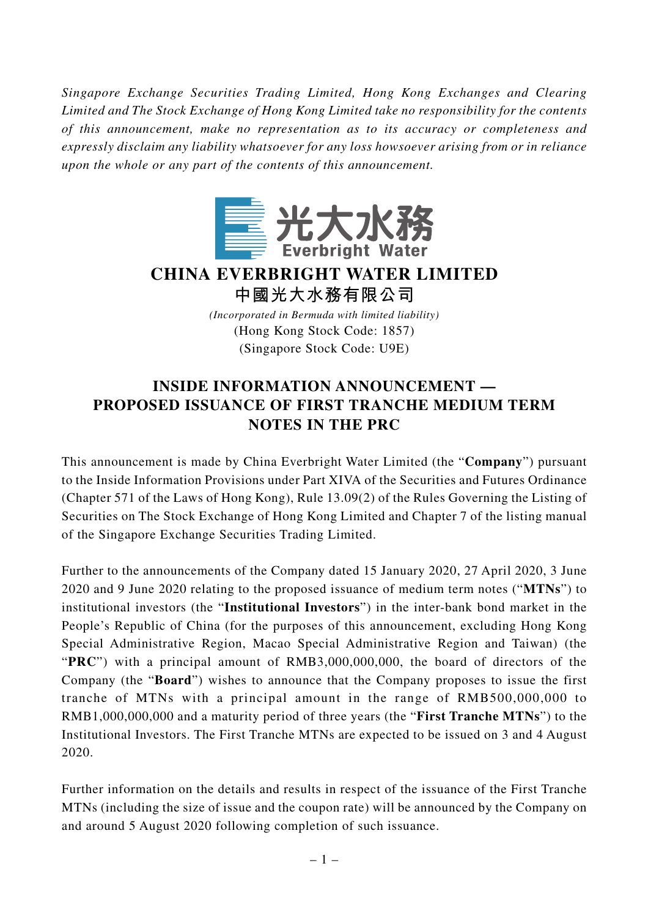*Singapore Exchange Securities Trading Limited, Hong Kong Exchanges and Clearing Limited and The Stock Exchange of Hong Kong Limited take no responsibility for the contents of this announcement, make no representation as to its accuracy or completeness and expressly disclaim any liability whatsoever for any loss howsoever arising from or in reliance upon the whole or any part of the contents of this announcement.*

光大水務
Everbright Water

# CHINA EVERBRIGHT WATER LIMITED
# 中國光大水務有限公司

*(Incorporated in Bermuda with limited liability)*
(Hong Kong Stock Code: 1857)
(Singapore Stock Code: U9E)

## INSIDE INFORMATION ANNOUNCEMENT — PROPOSED ISSUANCE OF FIRST TRANCHE MEDIUM TERM NOTES IN THE PRC

This announcement is made by China Everbright Water Limited (the "**Company**") pursuant to the Inside Information Provisions under Part XIVA of the Securities and Futures Ordinance (Chapter 571 of the Laws of Hong Kong), Rule 13.09(2) of the Rules Governing the Listing of Securities on The Stock Exchange of Hong Kong Limited and Chapter 7 of the listing manual of the Singapore Exchange Securities Trading Limited.

Further to the announcements of the Company dated 15 January 2020, 27 April 2020, 3 June 2020 and 9 June 2020 relating to the proposed issuance of medium term notes ("**MTNs**") to institutional investors (the "**Institutional Investors**") in the inter-bank bond market in the People's Republic of China (for the purposes of this announcement, excluding Hong Kong Special Administrative Region, Macao Special Administrative Region and Taiwan) (the "**PRC**") with a principal amount of RMB3,000,000,000, the board of directors of the Company (the "**Board**") wishes to announce that the Company proposes to issue the first tranche of MTNs with a principal amount in the range of RMB500,000,000 to RMB1,000,000,000 and a maturity period of three years (the "**First Tranche MTNs**") to the Institutional Investors. The First Tranche MTNs are expected to be issued on 3 and 4 August 2020.

Further information on the details and results in respect of the issuance of the First Tranche MTNs (including the size of issue and the coupon rate) will be announced by the Company on and around 5 August 2020 following completion of such issuance.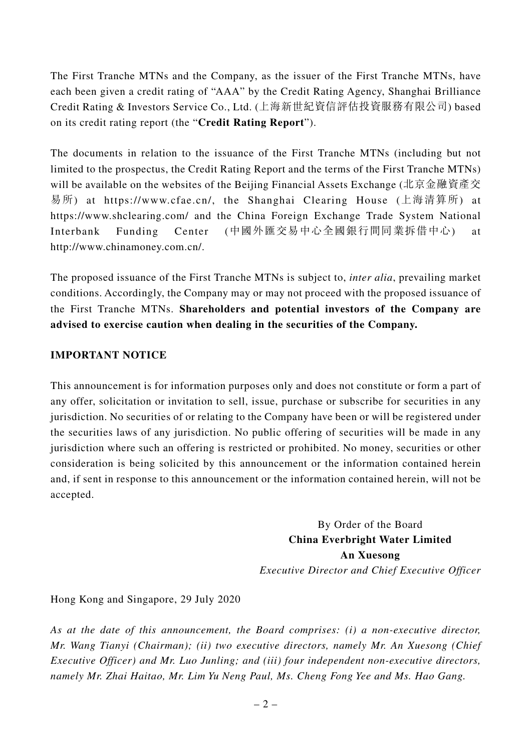The First Tranche MTNs and the Company, as the issuer of the First Tranche MTNs, have each been given a credit rating of "AAA" by the Credit Rating Agency, Shanghai Brilliance Credit Rating & Investors Service Co., Ltd. (上海新世紀資信評估投資服務有限公司) based on its credit rating report (the "**Credit Rating Report**").

The documents in relation to the issuance of the First Tranche MTNs (including but not limited to the prospectus, the Credit Rating Report and the terms of the First Tranche MTNs) will be available on the websites of the Beijing Financial Assets Exchange (北京金融資產交易所) at https://www.cfae.cn/, the Shanghai Clearing House (上海清算所) at https://www.shclearing.com/ and the China Foreign Exchange Trade System National Interbank Funding Center (中國外匯交易中心全國銀行間同業拆借中心) at http://www.chinamoney.com.cn/.

The proposed issuance of the First Tranche MTNs is subject to, *inter alia*, prevailing market conditions. Accordingly, the Company may or may not proceed with the proposed issuance of the First Tranche MTNs. **Shareholders and potential investors of the Company are advised to exercise caution when dealing in the securities of the Company.**

**IMPORTANT NOTICE**

This announcement is for information purposes only and does not constitute or form a part of any offer, solicitation or invitation to sell, issue, purchase or subscribe for securities in any jurisdiction. No securities of or relating to the Company have been or will be registered under the securities laws of any jurisdiction. No public offering of securities will be made in any jurisdiction where such an offering is restricted or prohibited. No money, securities or other consideration is being solicited by this announcement or the information contained herein and, if sent in response to this announcement or the information contained herein, will not be accepted.

By Order of the Board
**China Everbright Water Limited**
**An Xuesong**
*Executive Director and Chief Executive Officer*

Hong Kong and Singapore, 29 July 2020

*As at the date of this announcement, the Board comprises: (i) a non-executive director, Mr. Wang Tianyi (Chairman); (ii) two executive directors, namely Mr. An Xuesong (Chief Executive Officer) and Mr. Luo Junling; and (iii) four independent non-executive directors, namely Mr. Zhai Haitao, Mr. Lim Yu Neng Paul, Ms. Cheng Fong Yee and Ms. Hao Gang.*